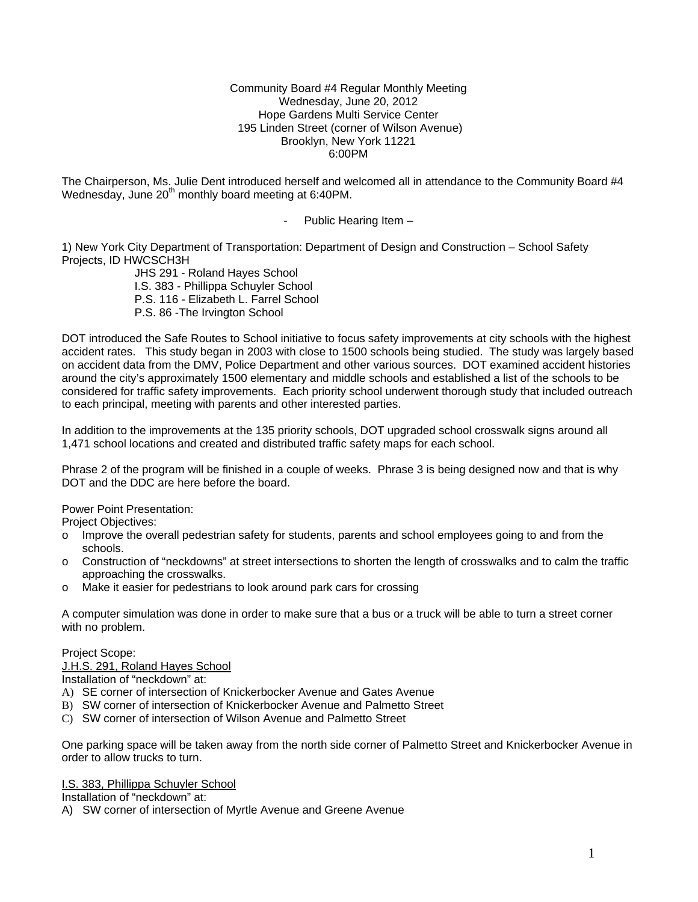Community Board #4 Regular Monthly Meeting
Wednesday, June 20, 2012
Hope Gardens Multi Service Center
195 Linden Street (corner of Wilson Avenue)
Brooklyn, New York 11221
6:00PM

The Chairperson, Ms. Julie Dent introduced herself and welcomed all in attendance to the Community Board #4 Wednesday, June 20th monthly board meeting at 6:40PM.

- Public Hearing Item –

1) New York City Department of Transportation: Department of Design and Construction – School Safety Projects, ID HWCSCH3H

JHS 291 - Roland Hayes School
I.S. 383 - Phillippa Schuyler School
P.S. 116 - Elizabeth L. Farrel School
P.S. 86 -The Irvington School

DOT introduced the Safe Routes to School initiative to focus safety improvements at city schools with the highest accident rates. This study began in 2003 with close to 1500 schools being studied. The study was largely based on accident data from the DMV, Police Department and other various sources. DOT examined accident histories around the city's approximately 1500 elementary and middle schools and established a list of the schools to be considered for traffic safety improvements. Each priority school underwent thorough study that included outreach to each principal, meeting with parents and other interested parties.

In addition to the improvements at the 135 priority schools, DOT upgraded school crosswalk signs around all 1,471 school locations and created and distributed traffic safety maps for each school.

Phrase 2 of the program will be finished in a couple of weeks. Phrase 3 is being designed now and that is why DOT and the DDC are here before the board.

Power Point Presentation:
Project Objectives:

- Improve the overall pedestrian safety for students, parents and school employees going to and from the schools.
- Construction of "neckdowns" at street intersections to shorten the length of crosswalks and to calm the traffic approaching the crosswalks.
- Make it easier for pedestrians to look around park cars for crossing

A computer simulation was done in order to make sure that a bus or a truck will be able to turn a street corner with no problem.

Project Scope:
<u>J.H.S. 291, Roland Hayes School</u>
Installation of "neckdown" at:

A) SE corner of intersection of Knickerbocker Avenue and Gates Avenue
B) SW corner of intersection of Knickerbocker Avenue and Palmetto Street
C) SW corner of intersection of Wilson Avenue and Palmetto Street

One parking space will be taken away from the north side corner of Palmetto Street and Knickerbocker Avenue in order to allow trucks to turn.

<u>I.S. 383, Phillippa Schuyler School</u>
Installation of "neckdown" at:

A) SW corner of intersection of Myrtle Avenue and Greene Avenue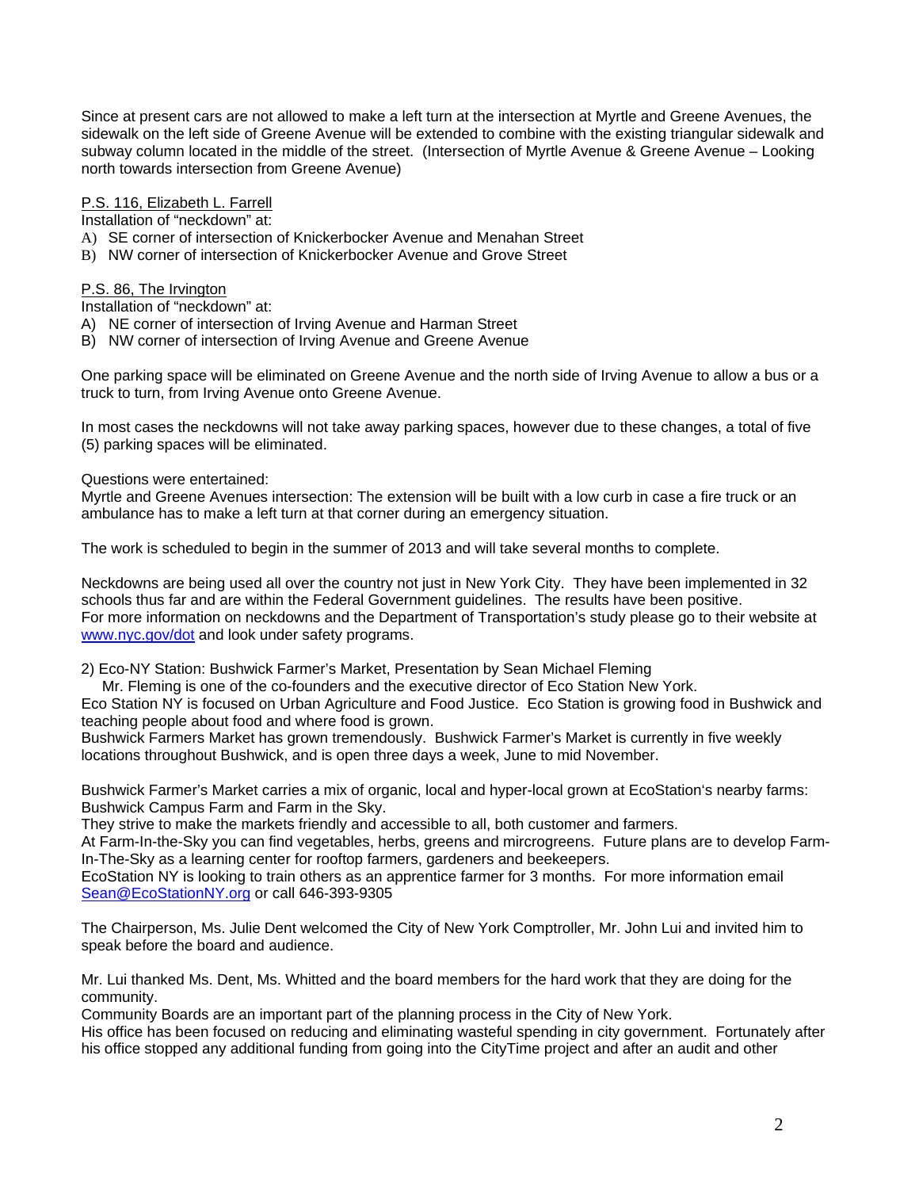Since at present cars are not allowed to make a left turn at the intersection at Myrtle and Greene Avenues, the sidewalk on the left side of Greene Avenue will be extended to combine with the existing triangular sidewalk and subway column located in the middle of the street. (Intersection of Myrtle Avenue & Greene Avenue – Looking north towards intersection from Greene Avenue)

<u>P.S. 116, Elizabeth L. Farrell</u>
Installation of "neckdown" at:
A) SE corner of intersection of Knickerbocker Avenue and Menahan Street
B) NW corner of intersection of Knickerbocker Avenue and Grove Street

<u>P.S. 86, The Irvington</u>
Installation of "neckdown" at:
A) NE corner of intersection of Irving Avenue and Harman Street
B) NW corner of intersection of Irving Avenue and Greene Avenue

One parking space will be eliminated on Greene Avenue and the north side of Irving Avenue to allow a bus or a truck to turn, from Irving Avenue onto Greene Avenue.

In most cases the neckdowns will not take away parking spaces, however due to these changes, a total of five (5) parking spaces will be eliminated.

Questions were entertained:
Myrtle and Greene Avenues intersection: The extension will be built with a low curb in case a fire truck or an ambulance has to make a left turn at that corner during an emergency situation.

The work is scheduled to begin in the summer of 2013 and will take several months to complete.

Neckdowns are being used all over the country not just in New York City. They have been implemented in 32 schools thus far and are within the Federal Government guidelines. The results have been positive.
For more information on neckdowns and the Department of Transportation's study please go to their website at www.nyc.gov/dot and look under safety programs.

2) Eco-NY Station: Bushwick Farmer's Market, Presentation by Sean Michael Fleming
Mr. Fleming is one of the co-founders and the executive director of Eco Station New York.
Eco Station NY is focused on Urban Agriculture and Food Justice. Eco Station is growing food in Bushwick and teaching people about food and where food is grown.
Bushwick Farmers Market has grown tremendously. Bushwick Farmer's Market is currently in five weekly locations throughout Bushwick, and is open three days a week, June to mid November.

Bushwick Farmer's Market carries a mix of organic, local and hyper-local grown at EcoStation's nearby farms: Bushwick Campus Farm and Farm in the Sky.
They strive to make the markets friendly and accessible to all, both customer and farmers.
At Farm-In-the-Sky you can find vegetables, herbs, greens and mircrogreens. Future plans are to develop Farm-In-The-Sky as a learning center for rooftop farmers, gardeners and beekeepers.
EcoStation NY is looking to train others as an apprentice farmer for 3 months. For more information email Sean@EcoStationNY.org or call 646-393-9305

The Chairperson, Ms. Julie Dent welcomed the City of New York Comptroller, Mr. John Lui and invited him to speak before the board and audience.

Mr. Lui thanked Ms. Dent, Ms. Whitted and the board members for the hard work that they are doing for the community.
Community Boards are an important part of the planning process in the City of New York.
His office has been focused on reducing and eliminating wasteful spending in city government. Fortunately after his office stopped any additional funding from going into the CityTime project and after an audit and other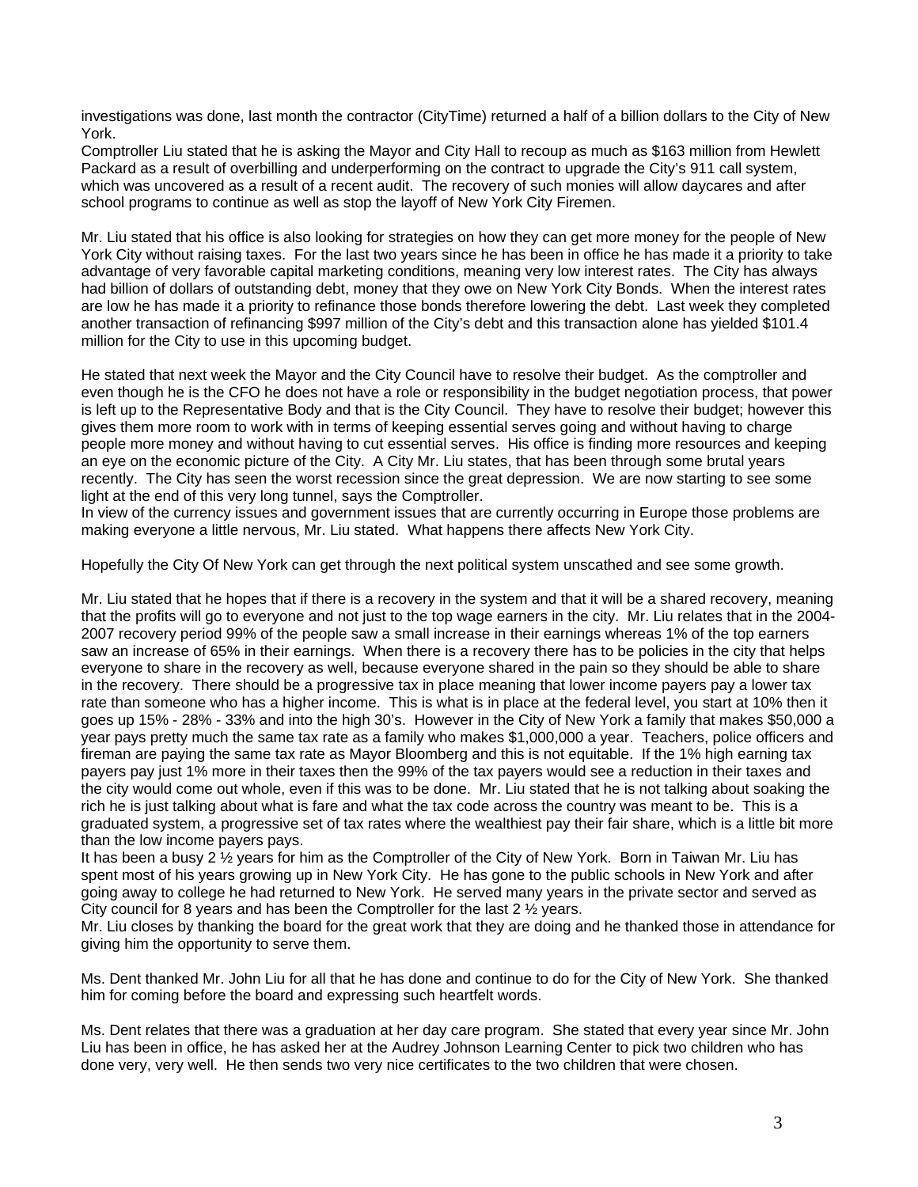investigations was done, last month the contractor (CityTime) returned a half of a billion dollars to the City of New York.
Comptroller Liu stated that he is asking the Mayor and City Hall to recoup as much as $163 million from Hewlett Packard as a result of overbilling and underperforming on the contract to upgrade the City's 911 call system, which was uncovered as a result of a recent audit. The recovery of such monies will allow daycares and after school programs to continue as well as stop the layoff of New York City Firemen.

Mr. Liu stated that his office is also looking for strategies on how they can get more money for the people of New York City without raising taxes. For the last two years since he has been in office he has made it a priority to take advantage of very favorable capital marketing conditions, meaning very low interest rates. The City has always had billion of dollars of outstanding debt, money that they owe on New York City Bonds. When the interest rates are low he has made it a priority to refinance those bonds therefore lowering the debt. Last week they completed another transaction of refinancing $997 million of the City's debt and this transaction alone has yielded $101.4 million for the City to use in this upcoming budget.

He stated that next week the Mayor and the City Council have to resolve their budget. As the comptroller and even though he is the CFO he does not have a role or responsibility in the budget negotiation process, that power is left up to the Representative Body and that is the City Council. They have to resolve their budget; however this gives them more room to work with in terms of keeping essential serves going and without having to charge people more money and without having to cut essential serves. His office is finding more resources and keeping an eye on the economic picture of the City. A City Mr. Liu states, that has been through some brutal years recently. The City has seen the worst recession since the great depression. We are now starting to see some light at the end of this very long tunnel, says the Comptroller.
In view of the currency issues and government issues that are currently occurring in Europe those problems are making everyone a little nervous, Mr. Liu stated. What happens there affects New York City.

Hopefully the City Of New York can get through the next political system unscathed and see some growth.

Mr. Liu stated that he hopes that if there is a recovery in the system and that it will be a shared recovery, meaning that the profits will go to everyone and not just to the top wage earners in the city. Mr. Liu relates that in the 2004-2007 recovery period 99% of the people saw a small increase in their earnings whereas 1% of the top earners saw an increase of 65% in their earnings. When there is a recovery there has to be policies in the city that helps everyone to share in the recovery as well, because everyone shared in the pain so they should be able to share in the recovery. There should be a progressive tax in place meaning that lower income payers pay a lower tax rate than someone who has a higher income. This is what is in place at the federal level, you start at 10% then it goes up 15% - 28% - 33% and into the high 30's. However in the City of New York a family that makes $50,000 a year pays pretty much the same tax rate as a family who makes $1,000,000 a year. Teachers, police officers and fireman are paying the same tax rate as Mayor Bloomberg and this is not equitable. If the 1% high earning tax payers pay just 1% more in their taxes then the 99% of the tax payers would see a reduction in their taxes and the city would come out whole, even if this was to be done. Mr. Liu stated that he is not talking about soaking the rich he is just talking about what is fare and what the tax code across the country was meant to be. This is a graduated system, a progressive set of tax rates where the wealthiest pay their fair share, which is a little bit more than the low income payers pays.
It has been a busy 2 ½ years for him as the Comptroller of the City of New York. Born in Taiwan Mr. Liu has spent most of his years growing up in New York City. He has gone to the public schools in New York and after going away to college he had returned to New York. He served many years in the private sector and served as City council for 8 years and has been the Comptroller for the last 2 ½ years.
Mr. Liu closes by thanking the board for the great work that they are doing and he thanked those in attendance for giving him the opportunity to serve them.

Ms. Dent thanked Mr. John Liu for all that he has done and continue to do for the City of New York. She thanked him for coming before the board and expressing such heartfelt words.

Ms. Dent relates that there was a graduation at her day care program. She stated that every year since Mr. John Liu has been in office, he has asked her at the Audrey Johnson Learning Center to pick two children who has done very, very well. He then sends two very nice certificates to the two children that were chosen.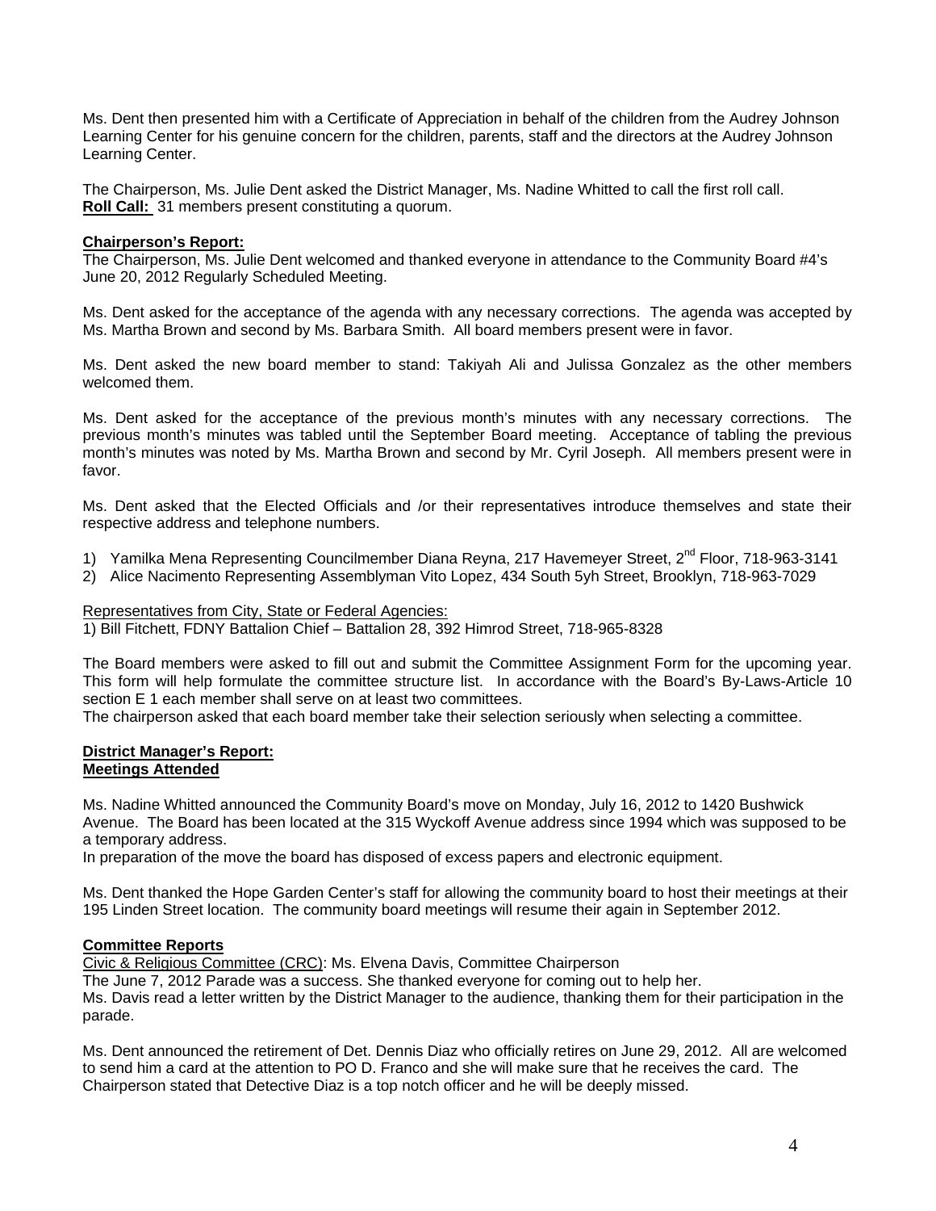Ms. Dent then presented him with a Certificate of Appreciation in behalf of the children from the Audrey Johnson Learning Center for his genuine concern for the children, parents, staff and the directors at the Audrey Johnson Learning Center.

The Chairperson, Ms. Julie Dent asked the District Manager, Ms. Nadine Whitted to call the first roll call.
**Roll Call:** 31 members present constituting a quorum.

**Chairperson's Report:**
The Chairperson, Ms. Julie Dent welcomed and thanked everyone in attendance to the Community Board #4's June 20, 2012 Regularly Scheduled Meeting.

Ms. Dent asked for the acceptance of the agenda with any necessary corrections. The agenda was accepted by Ms. Martha Brown and second by Ms. Barbara Smith. All board members present were in favor.

Ms. Dent asked the new board member to stand: Takiyah Ali and Julissa Gonzalez as the other members welcomed them.

Ms. Dent asked for the acceptance of the previous month's minutes with any necessary corrections. The previous month's minutes was tabled until the September Board meeting. Acceptance of tabling the previous month's minutes was noted by Ms. Martha Brown and second by Mr. Cyril Joseph. All members present were in favor.

Ms. Dent asked that the Elected Officials and /or their representatives introduce themselves and state their respective address and telephone numbers.

1) Yamilka Mena Representing Councilmember Diana Reyna, 217 Havemeyer Street, 2nd Floor, 718-963-3141
2) Alice Nacimento Representing Assemblyman Vito Lopez, 434 South 5yh Street, Brooklyn, 718-963-7029

Representatives from City, State or Federal Agencies:
1) Bill Fitchett, FDNY Battalion Chief – Battalion 28, 392 Himrod Street, 718-965-8328

The Board members were asked to fill out and submit the Committee Assignment Form for the upcoming year. This form will help formulate the committee structure list. In accordance with the Board's By-Laws-Article 10 section E 1 each member shall serve on at least two committees.
The chairperson asked that each board member take their selection seriously when selecting a committee.

**District Manager's Report:**
**Meetings Attended**

Ms. Nadine Whitted announced the Community Board's move on Monday, July 16, 2012 to 1420 Bushwick Avenue. The Board has been located at the 315 Wyckoff Avenue address since 1994 which was supposed to be a temporary address.
In preparation of the move the board has disposed of excess papers and electronic equipment.

Ms. Dent thanked the Hope Garden Center's staff for allowing the community board to host their meetings at their 195 Linden Street location. The community board meetings will resume their again in September 2012.

**Committee Reports**
Civic & Religious Committee (CRC): Ms. Elvena Davis, Committee Chairperson
The June 7, 2012 Parade was a success. She thanked everyone for coming out to help her.
Ms. Davis read a letter written by the District Manager to the audience, thanking them for their participation in the parade.

Ms. Dent announced the retirement of Det. Dennis Diaz who officially retires on June 29, 2012. All are welcomed to send him a card at the attention to PO D. Franco and she will make sure that he receives the card. The Chairperson stated that Detective Diaz is a top notch officer and he will be deeply missed.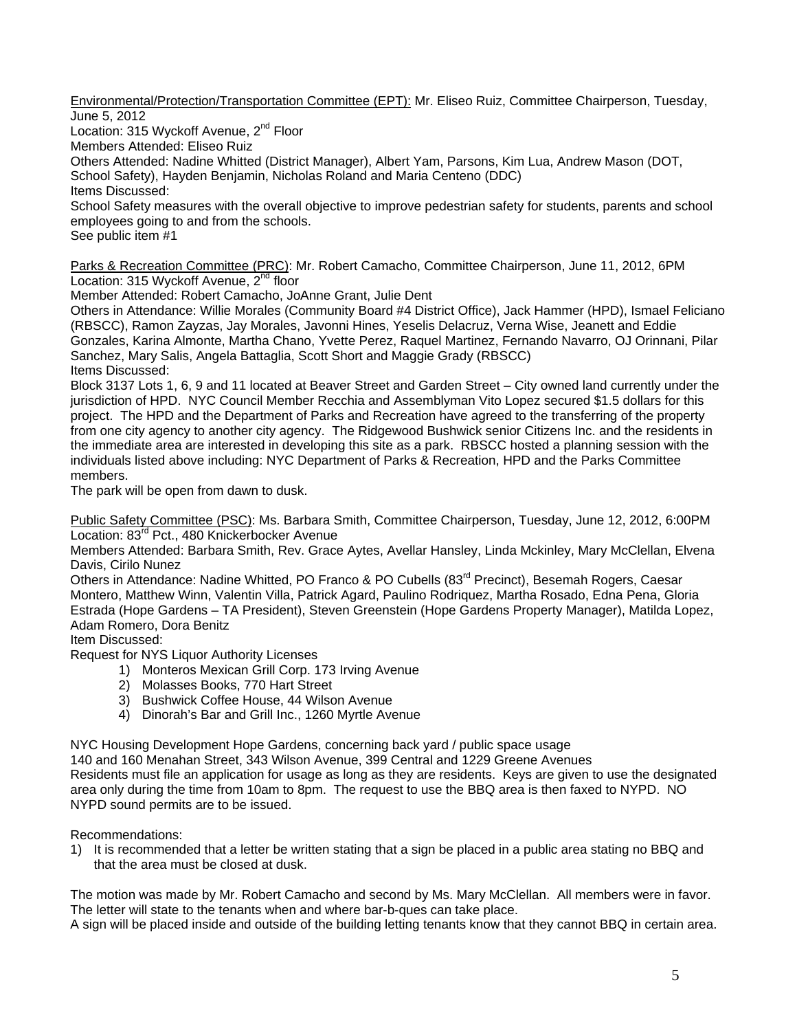Environmental/Protection/Transportation Committee (EPT): Mr. Eliseo Ruiz, Committee Chairperson, Tuesday, June 5, 2012
Location: 315 Wyckoff Avenue, 2nd Floor
Members Attended: Eliseo Ruiz
Others Attended: Nadine Whitted (District Manager), Albert Yam, Parsons, Kim Lua, Andrew Mason (DOT, School Safety), Hayden Benjamin, Nicholas Roland and Maria Centeno (DDC)
Items Discussed:
School Safety measures with the overall objective to improve pedestrian safety for students, parents and school employees going to and from the schools.
See public item #1

Parks & Recreation Committee (PRC): Mr. Robert Camacho, Committee Chairperson, June 11, 2012, 6PM
Location: 315 Wyckoff Avenue, 2nd floor
Member Attended: Robert Camacho, JoAnne Grant, Julie Dent
Others in Attendance: Willie Morales (Community Board #4 District Office), Jack Hammer (HPD), Ismael Feliciano (RBSCC), Ramon Zayzas, Jay Morales, Javonni Hines, Yeselis Delacruz, Verna Wise, Jeanett and Eddie Gonzales, Karina Almonte, Martha Chano, Yvette Perez, Raquel Martinez, Fernando Navarro, OJ Orinnani, Pilar Sanchez, Mary Salis, Angela Battaglia, Scott Short and Maggie Grady (RBSCC)
Items Discussed:
Block 3137 Lots 1, 6, 9 and 11 located at Beaver Street and Garden Street – City owned land currently under the jurisdiction of HPD. NYC Council Member Recchia and Assemblyman Vito Lopez secured $1.5 dollars for this project. The HPD and the Department of Parks and Recreation have agreed to the transferring of the property from one city agency to another city agency. The Ridgewood Bushwick senior Citizens Inc. and the residents in the immediate area are interested in developing this site as a park. RBSCC hosted a planning session with the individuals listed above including: NYC Department of Parks & Recreation, HPD and the Parks Committee members.
The park will be open from dawn to dusk.

Public Safety Committee (PSC): Ms. Barbara Smith, Committee Chairperson, Tuesday, June 12, 2012, 6:00PM
Location: 83rd Pct., 480 Knickerbocker Avenue
Members Attended: Barbara Smith, Rev. Grace Aytes, Avellar Hansley, Linda Mckinley, Mary McClellan, Elvena Davis, Cirilo Nunez
Others in Attendance: Nadine Whitted, PO Franco & PO Cubells (83rd Precinct), Besemah Rogers, Caesar Montero, Matthew Winn, Valentin Villa, Patrick Agard, Paulino Rodriquez, Martha Rosado, Edna Pena, Gloria Estrada (Hope Gardens – TA President), Steven Greenstein (Hope Gardens Property Manager), Matilda Lopez, Adam Romero, Dora Benitz
Item Discussed:
Request for NYS Liquor Authority Licenses

1) Monteros Mexican Grill Corp. 173 Irving Avenue
2) Molasses Books, 770 Hart Street
3) Bushwick Coffee House, 44 Wilson Avenue
4) Dinorah's Bar and Grill Inc., 1260 Myrtle Avenue

NYC Housing Development Hope Gardens, concerning back yard / public space usage
140 and 160 Menahan Street, 343 Wilson Avenue, 399 Central and 1229 Greene Avenues
Residents must file an application for usage as long as they are residents. Keys are given to use the designated area only during the time from 10am to 8pm. The request to use the BBQ area is then faxed to NYPD. NO NYPD sound permits are to be issued.

Recommendations:

1) It is recommended that a letter be written stating that a sign be placed in a public area stating no BBQ and that the area must be closed at dusk.

The motion was made by Mr. Robert Camacho and second by Ms. Mary McClellan. All members were in favor. The letter will state to the tenants when and where bar-b-ques can take place.
A sign will be placed inside and outside of the building letting tenants know that they cannot BBQ in certain area.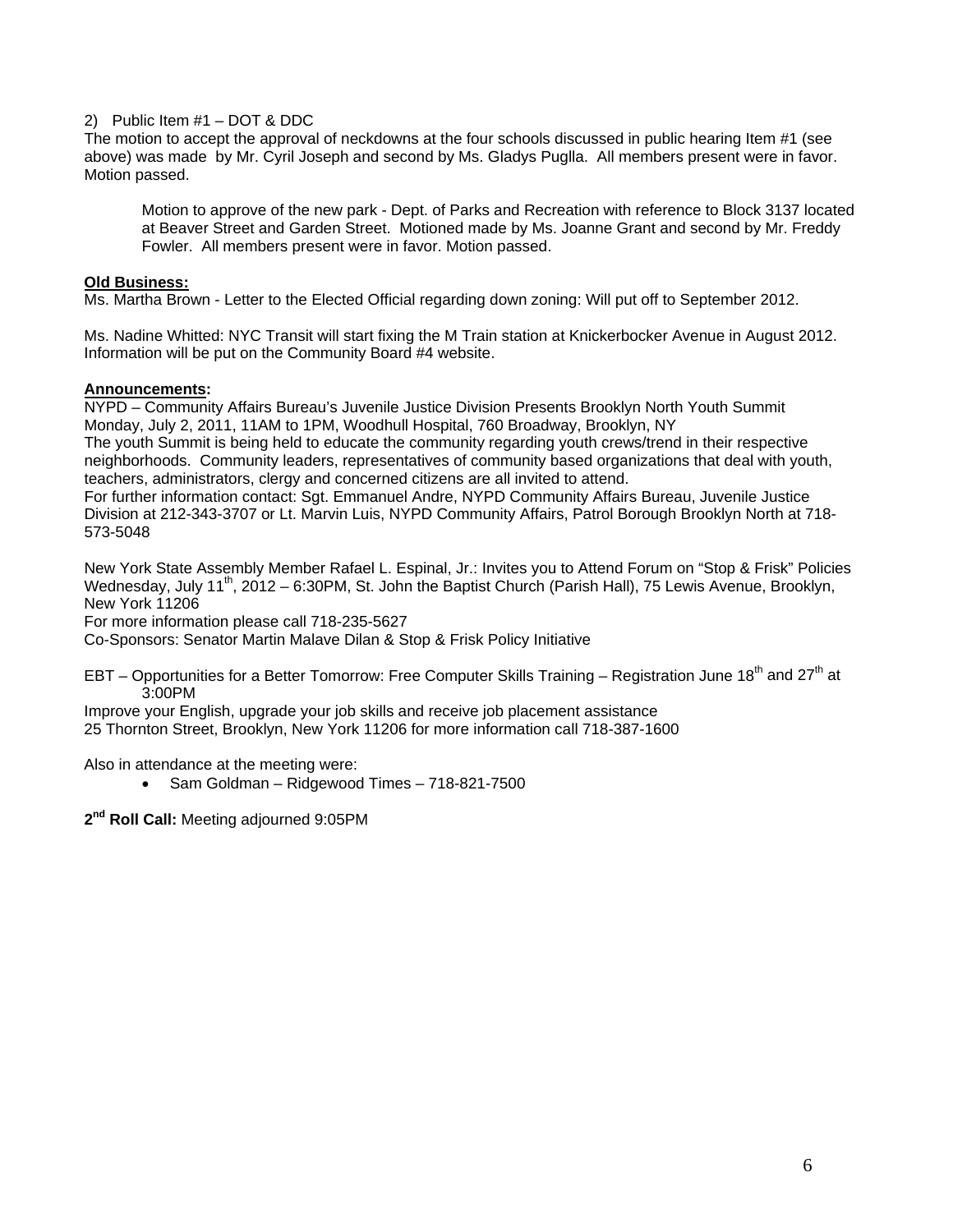2) Public Item #1 – DOT & DDC

The motion to accept the approval of neckdowns at the four schools discussed in public hearing Item #1 (see above) was made by Mr. Cyril Joseph and second by Ms. Gladys Puglla. All members present were in favor. Motion passed.

> Motion to approve of the new park - Dept. of Parks and Recreation with reference to Block 3137 located at Beaver Street and Garden Street. Motioned made by Ms. Joanne Grant and second by Mr. Freddy Fowler. All members present were in favor. Motion passed.

**Old Business:**

Ms. Martha Brown - Letter to the Elected Official regarding down zoning: Will put off to September 2012.

Ms. Nadine Whitted: NYC Transit will start fixing the M Train station at Knickerbocker Avenue in August 2012. Information will be put on the Community Board #4 website.

**Announcements:**

NYPD – Community Affairs Bureau's Juvenile Justice Division Presents Brooklyn North Youth Summit
Monday, July 2, 2011, 11AM to 1PM, Woodhull Hospital, 760 Broadway, Brooklyn, NY
The youth Summit is being held to educate the community regarding youth crews/trend in their respective neighborhoods. Community leaders, representatives of community based organizations that deal with youth, teachers, administrators, clergy and concerned citizens are all invited to attend.
For further information contact: Sgt. Emmanuel Andre, NYPD Community Affairs Bureau, Juvenile Justice Division at 212-343-3707 or Lt. Marvin Luis, NYPD Community Affairs, Patrol Borough Brooklyn North at 718-573-5048

New York State Assembly Member Rafael L. Espinal, Jr.: Invites you to Attend Forum on "Stop & Frisk" Policies
Wednesday, July 11th, 2012 – 6:30PM, St. John the Baptist Church (Parish Hall), 75 Lewis Avenue, Brooklyn, New York 11206
For more information please call 718-235-5627
Co-Sponsors: Senator Martin Malave Dilan & Stop & Frisk Policy Initiative

EBT – Opportunities for a Better Tomorrow: Free Computer Skills Training – Registration June 18th and 27th at 3:00PM
Improve your English, upgrade your job skills and receive job placement assistance
25 Thornton Street, Brooklyn, New York 11206 for more information call 718-387-1600

Also in attendance at the meeting were:

- Sam Goldman – Ridgewood Times – 718-821-7500

**2nd Roll Call:** Meeting adjourned 9:05PM